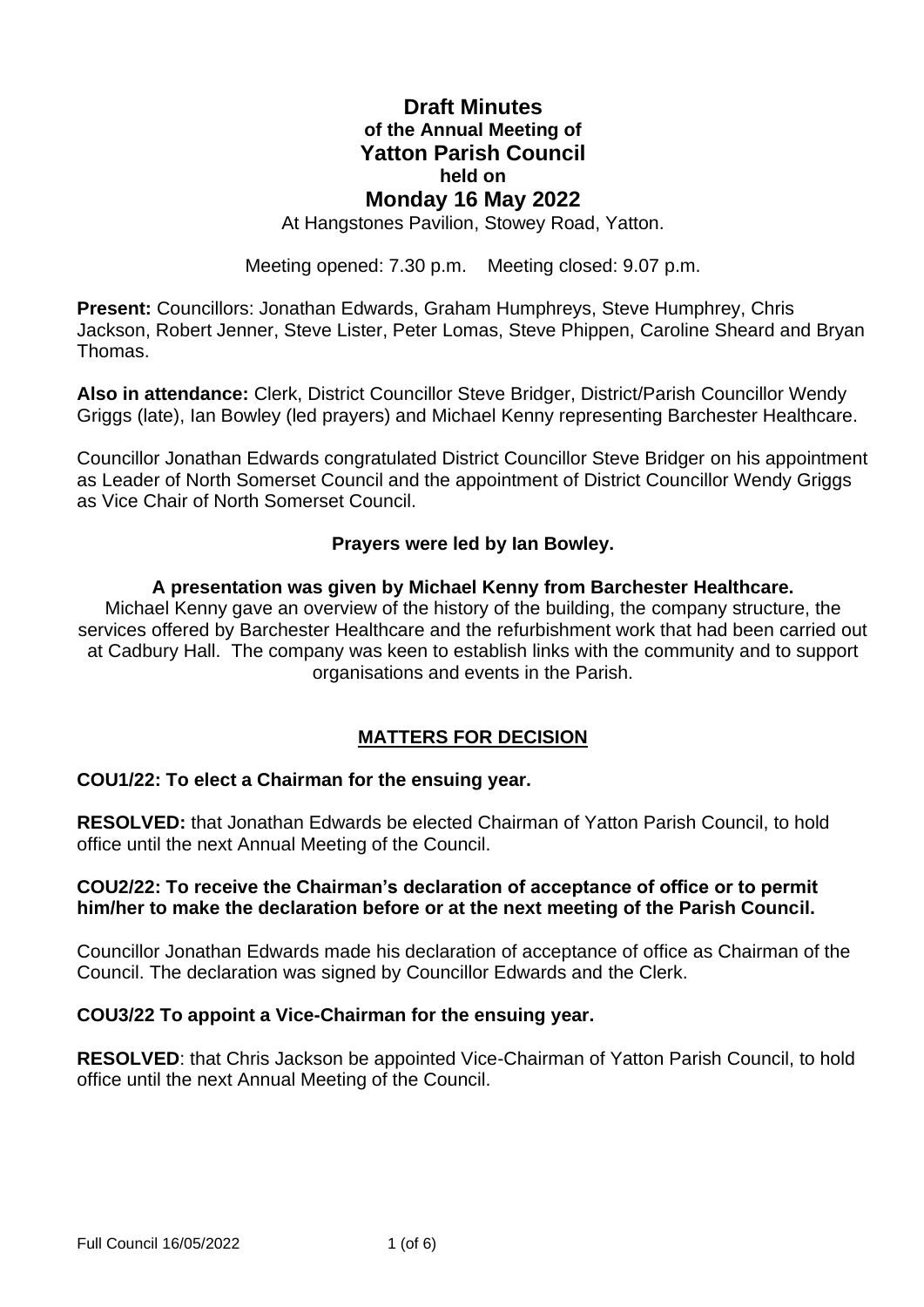# Draft Minutes
## of the Annual Meeting of
# Yatton Parish Council
## held on
# Monday 16 May 2022

At Hangstones Pavilion, Stowey Road, Yatton.

Meeting opened: 7.30 p.m. Meeting closed: 9.07 p.m.

**Present:** Councillors: Jonathan Edwards, Graham Humphreys, Steve Humphrey, Chris Jackson, Robert Jenner, Steve Lister, Peter Lomas, Steve Phippen, Caroline Sheard and Bryan Thomas.

**Also in attendance:** Clerk, District Councillor Steve Bridger, District/Parish Councillor Wendy Griggs (late), Ian Bowley (led prayers) and Michael Kenny representing Barchester Healthcare.

Councillor Jonathan Edwards congratulated District Councillor Steve Bridger on his appointment as Leader of North Somerset Council and the appointment of District Councillor Wendy Griggs as Vice Chair of North Somerset Council.

**Prayers were led by Ian Bowley.**

**A presentation was given by Michael Kenny from Barchester Healthcare.**

Michael Kenny gave an overview of the history of the building, the company structure, the services offered by Barchester Healthcare and the refurbishment work that had been carried out at Cadbury Hall. The company was keen to establish links with the community and to support organisations and events in the Parish.

## MATTERS FOR DECISION

### COU1/22: To elect a Chairman for the ensuing year.

**RESOLVED:** that Jonathan Edwards be elected Chairman of Yatton Parish Council, to hold office until the next Annual Meeting of the Council.

### COU2/22: To receive the Chairman's declaration of acceptance of office or to permit him/her to make the declaration before or at the next meeting of the Parish Council.

Councillor Jonathan Edwards made his declaration of acceptance of office as Chairman of the Council. The declaration was signed by Councillor Edwards and the Clerk.

### COU3/22 To appoint a Vice-Chairman for the ensuing year.

**RESOLVED**: that Chris Jackson be appointed Vice-Chairman of Yatton Parish Council, to hold office until the next Annual Meeting of the Council.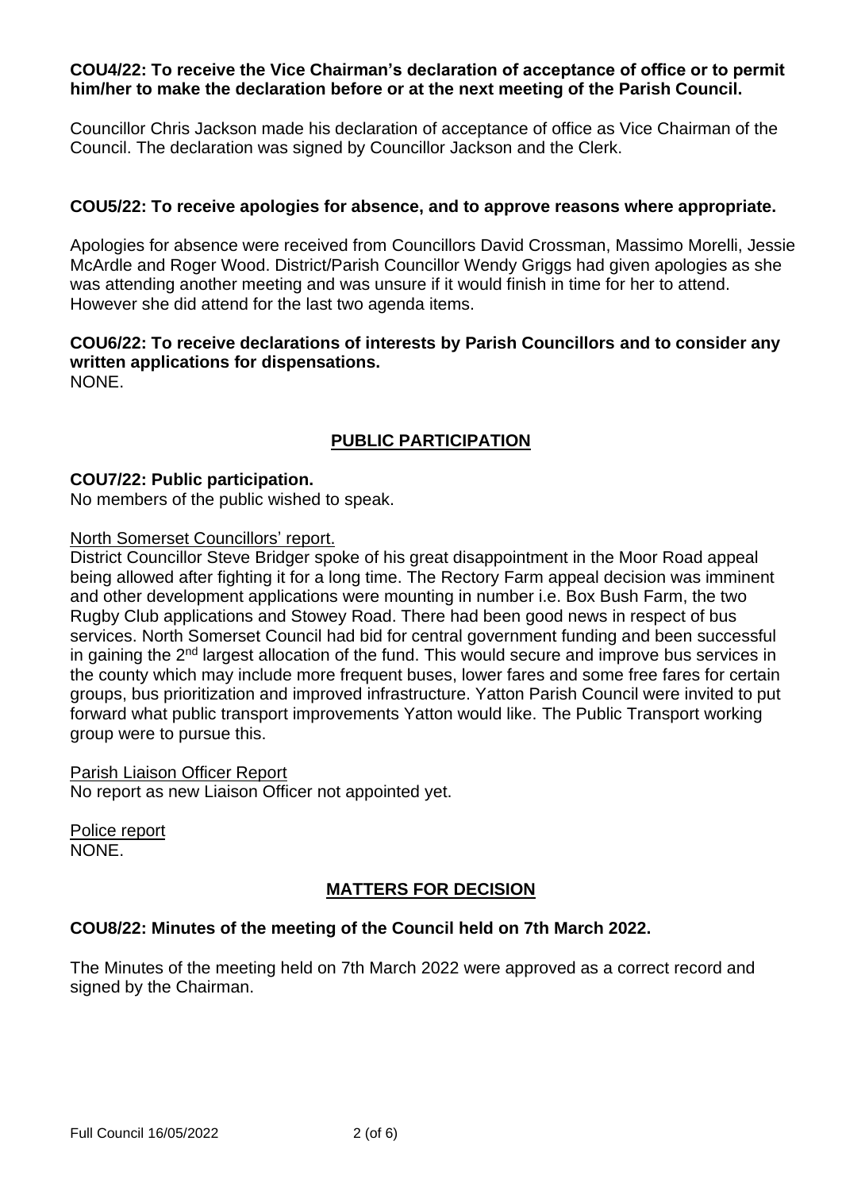**COU4/22: To receive the Vice Chairman's declaration of acceptance of office or to permit him/her to make the declaration before or at the next meeting of the Parish Council.**

Councillor Chris Jackson made his declaration of acceptance of office as Vice Chairman of the Council. The declaration was signed by Councillor Jackson and the Clerk.

**COU5/22: To receive apologies for absence, and to approve reasons where appropriate.**

Apologies for absence were received from Councillors David Crossman, Massimo Morelli, Jessie McArdle and Roger Wood. District/Parish Councillor Wendy Griggs had given apologies as she was attending another meeting and was unsure if it would finish in time for her to attend. However she did attend for the last two agenda items.

**COU6/22: To receive declarations of interests by Parish Councillors and to consider any written applications for dispensations.**
NONE.

## PUBLIC PARTICIPATION

**COU7/22: Public participation.**
No members of the public wished to speak.

North Somerset Councillors' report.
District Councillor Steve Bridger spoke of his great disappointment in the Moor Road appeal being allowed after fighting it for a long time. The Rectory Farm appeal decision was imminent and other development applications were mounting in number i.e. Box Bush Farm, the two Rugby Club applications and Stowey Road. There had been good news in respect of bus services. North Somerset Council had bid for central government funding and been successful in gaining the 2nd largest allocation of the fund. This would secure and improve bus services in the county which may include more frequent buses, lower fares and some free fares for certain groups, bus prioritization and improved infrastructure. Yatton Parish Council were invited to put forward what public transport improvements Yatton would like. The Public Transport working group were to pursue this.

Parish Liaison Officer Report
No report as new Liaison Officer not appointed yet.

Police report
NONE.

## MATTERS FOR DECISION

**COU8/22: Minutes of the meeting of the Council held on 7th March 2022.**

The Minutes of the meeting held on 7th March 2022 were approved as a correct record and signed by the Chairman.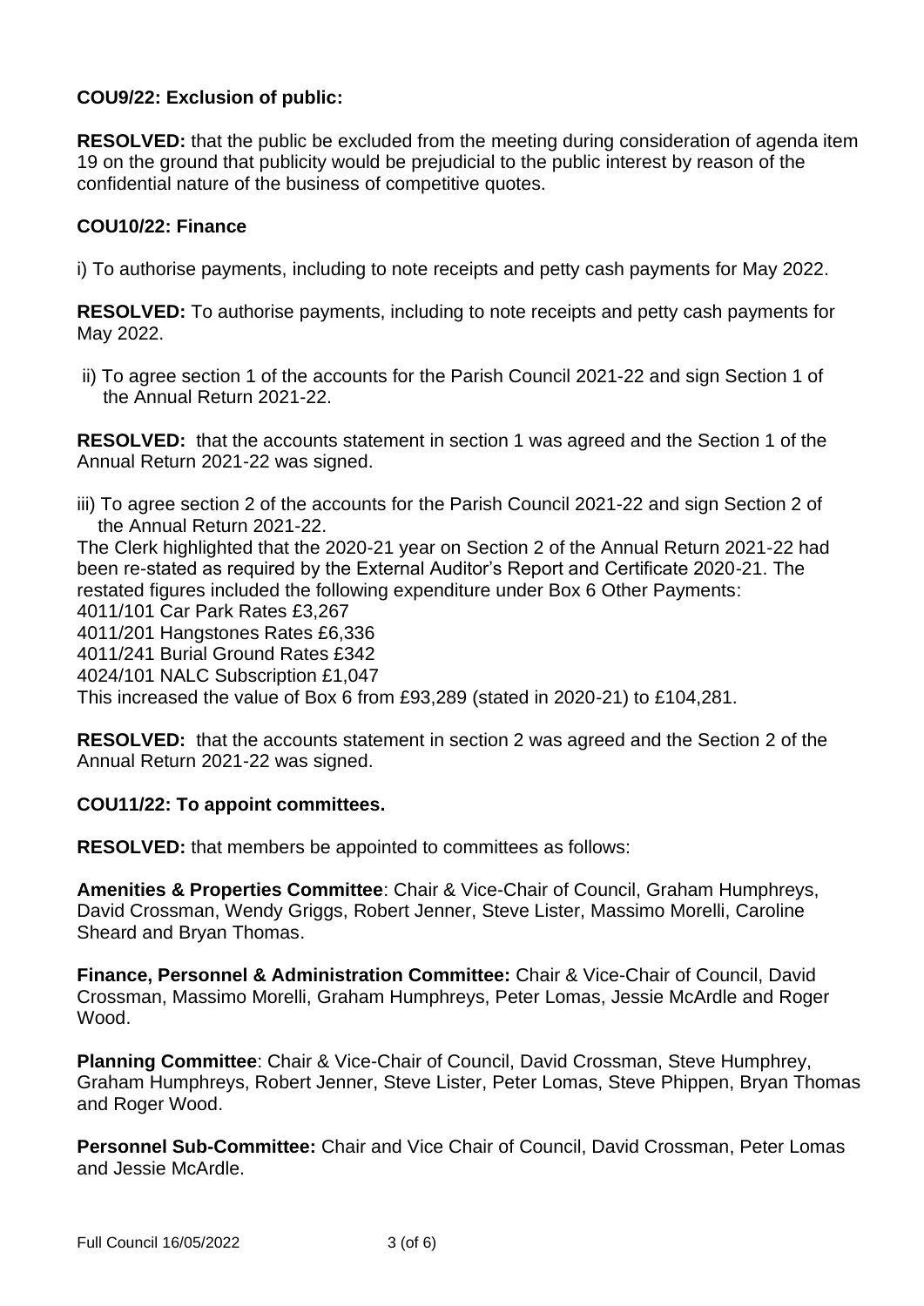**COU9/22: Exclusion of public:**

**RESOLVED:** that the public be excluded from the meeting during consideration of agenda item 19 on the ground that publicity would be prejudicial to the public interest by reason of the confidential nature of the business of competitive quotes.

**COU10/22: Finance**

i) To authorise payments, including to note receipts and petty cash payments for May 2022.

**RESOLVED:** To authorise payments, including to note receipts and petty cash payments for May 2022.

ii) To agree section 1 of the accounts for the Parish Council 2021-22 and sign Section 1 of the Annual Return 2021-22.

**RESOLVED:** that the accounts statement in section 1 was agreed and the Section 1 of the Annual Return 2021-22 was signed.

iii) To agree section 2 of the accounts for the Parish Council 2021-22 and sign Section 2 of the Annual Return 2021-22.

The Clerk highlighted that the 2020-21 year on Section 2 of the Annual Return 2021-22 had been re-stated as required by the External Auditor's Report and Certificate 2020-21. The restated figures included the following expenditure under Box 6 Other Payments:
4011/101 Car Park Rates £3,267
4011/201 Hangstones Rates £6,336
4011/241 Burial Ground Rates £342
4024/101 NALC Subscription £1,047
This increased the value of Box 6 from £93,289 (stated in 2020-21) to £104,281.

**RESOLVED:** that the accounts statement in section 2 was agreed and the Section 2 of the Annual Return 2021-22 was signed.

**COU11/22: To appoint committees.**

**RESOLVED:** that members be appointed to committees as follows:

**Amenities & Properties Committee**: Chair & Vice-Chair of Council, Graham Humphreys, David Crossman, Wendy Griggs, Robert Jenner, Steve Lister, Massimo Morelli, Caroline Sheard and Bryan Thomas.

**Finance, Personnel & Administration Committee:** Chair & Vice-Chair of Council, David Crossman, Massimo Morelli, Graham Humphreys, Peter Lomas, Jessie McArdle and Roger Wood.

**Planning Committee**: Chair & Vice-Chair of Council, David Crossman, Steve Humphrey, Graham Humphreys, Robert Jenner, Steve Lister, Peter Lomas, Steve Phippen, Bryan Thomas and Roger Wood.

**Personnel Sub-Committee:** Chair and Vice Chair of Council, David Crossman, Peter Lomas and Jessie McArdle.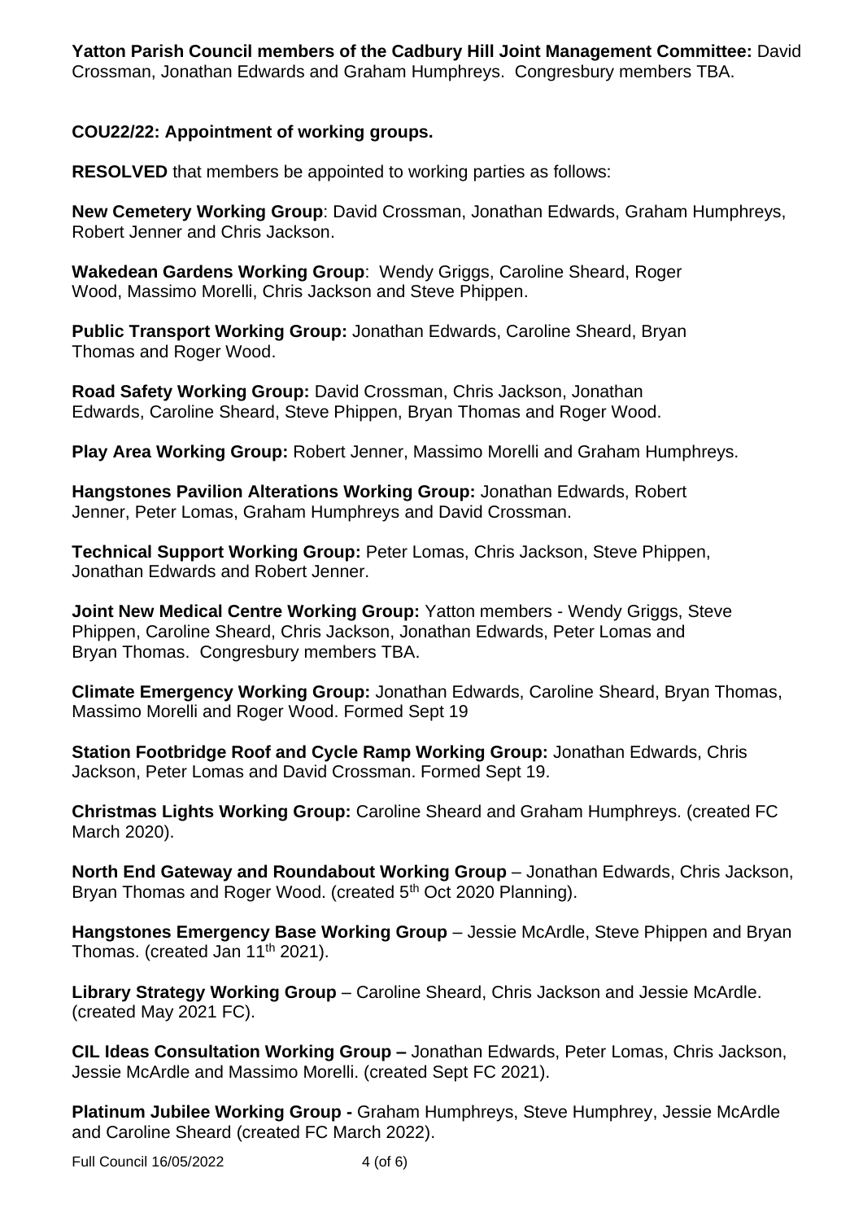**Yatton Parish Council members of the Cadbury Hill Joint Management Committee:** David Crossman, Jonathan Edwards and Graham Humphreys. Congresbury members TBA.

**COU22/22: Appointment of working groups.**

**RESOLVED** that members be appointed to working parties as follows:

**New Cemetery Working Group**: David Crossman, Jonathan Edwards, Graham Humphreys, Robert Jenner and Chris Jackson.

**Wakedean Gardens Working Group**: Wendy Griggs, Caroline Sheard, Roger Wood, Massimo Morelli, Chris Jackson and Steve Phippen.

**Public Transport Working Group:** Jonathan Edwards, Caroline Sheard, Bryan Thomas and Roger Wood.

**Road Safety Working Group:** David Crossman, Chris Jackson, Jonathan Edwards, Caroline Sheard, Steve Phippen, Bryan Thomas and Roger Wood.

**Play Area Working Group:** Robert Jenner, Massimo Morelli and Graham Humphreys.

**Hangstones Pavilion Alterations Working Group:** Jonathan Edwards, Robert Jenner, Peter Lomas, Graham Humphreys and David Crossman.

**Technical Support Working Group:** Peter Lomas, Chris Jackson, Steve Phippen, Jonathan Edwards and Robert Jenner.

**Joint New Medical Centre Working Group:** Yatton members - Wendy Griggs, Steve Phippen, Caroline Sheard, Chris Jackson, Jonathan Edwards, Peter Lomas and Bryan Thomas. Congresbury members TBA.

**Climate Emergency Working Group:** Jonathan Edwards, Caroline Sheard, Bryan Thomas, Massimo Morelli and Roger Wood. Formed Sept 19

**Station Footbridge Roof and Cycle Ramp Working Group:** Jonathan Edwards, Chris Jackson, Peter Lomas and David Crossman. Formed Sept 19.

**Christmas Lights Working Group:** Caroline Sheard and Graham Humphreys. (created FC March 2020).

**North End Gateway and Roundabout Working Group** – Jonathan Edwards, Chris Jackson, Bryan Thomas and Roger Wood. (created 5th Oct 2020 Planning).

**Hangstones Emergency Base Working Group** – Jessie McArdle, Steve Phippen and Bryan Thomas. (created Jan 11th 2021).

**Library Strategy Working Group** – Caroline Sheard, Chris Jackson and Jessie McArdle. (created May 2021 FC).

**CIL Ideas Consultation Working Group –** Jonathan Edwards, Peter Lomas, Chris Jackson, Jessie McArdle and Massimo Morelli. (created Sept FC 2021).

**Platinum Jubilee Working Group -** Graham Humphreys, Steve Humphrey, Jessie McArdle and Caroline Sheard (created FC March 2022).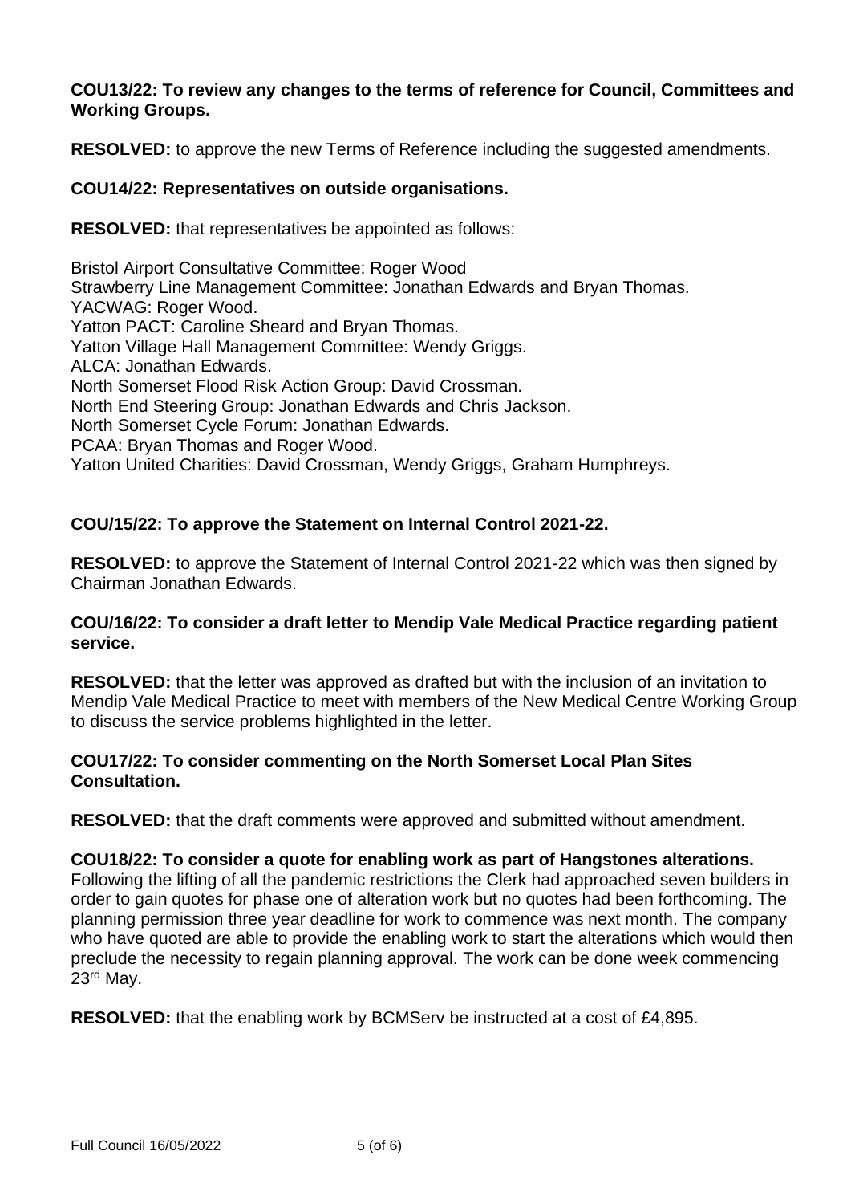**COU13/22: To review any changes to the terms of reference for Council, Committees and Working Groups.**

**RESOLVED:** to approve the new Terms of Reference including the suggested amendments.

**COU14/22: Representatives on outside organisations.**

**RESOLVED:** that representatives be appointed as follows:

Bristol Airport Consultative Committee: Roger Wood
Strawberry Line Management Committee: Jonathan Edwards and Bryan Thomas.
YACWAG: Roger Wood.
Yatton PACT: Caroline Sheard and Bryan Thomas.
Yatton Village Hall Management Committee: Wendy Griggs.
ALCA: Jonathan Edwards.
North Somerset Flood Risk Action Group: David Crossman.
North End Steering Group: Jonathan Edwards and Chris Jackson.
North Somerset Cycle Forum: Jonathan Edwards.
PCAA: Bryan Thomas and Roger Wood.
Yatton United Charities: David Crossman, Wendy Griggs, Graham Humphreys.

**COU/15/22: To approve the Statement on Internal Control 2021-22.**

**RESOLVED:** to approve the Statement of Internal Control 2021-22 which was then signed by Chairman Jonathan Edwards.

**COU/16/22: To consider a draft letter to Mendip Vale Medical Practice regarding patient service.**

**RESOLVED:** that the letter was approved as drafted but with the inclusion of an invitation to Mendip Vale Medical Practice to meet with members of the New Medical Centre Working Group to discuss the service problems highlighted in the letter.

**COU17/22: To consider commenting on the North Somerset Local Plan Sites Consultation.**

**RESOLVED:** that the draft comments were approved and submitted without amendment.

**COU18/22: To consider a quote for enabling work as part of Hangstones alterations.**
Following the lifting of all the pandemic restrictions the Clerk had approached seven builders in order to gain quotes for phase one of alteration work but no quotes had been forthcoming. The planning permission three year deadline for work to commence was next month. The company who have quoted are able to provide the enabling work to start the alterations which would then preclude the necessity to regain planning approval. The work can be done week commencing 23rd May.

**RESOLVED:** that the enabling work by BCMServ be instructed at a cost of £4,895.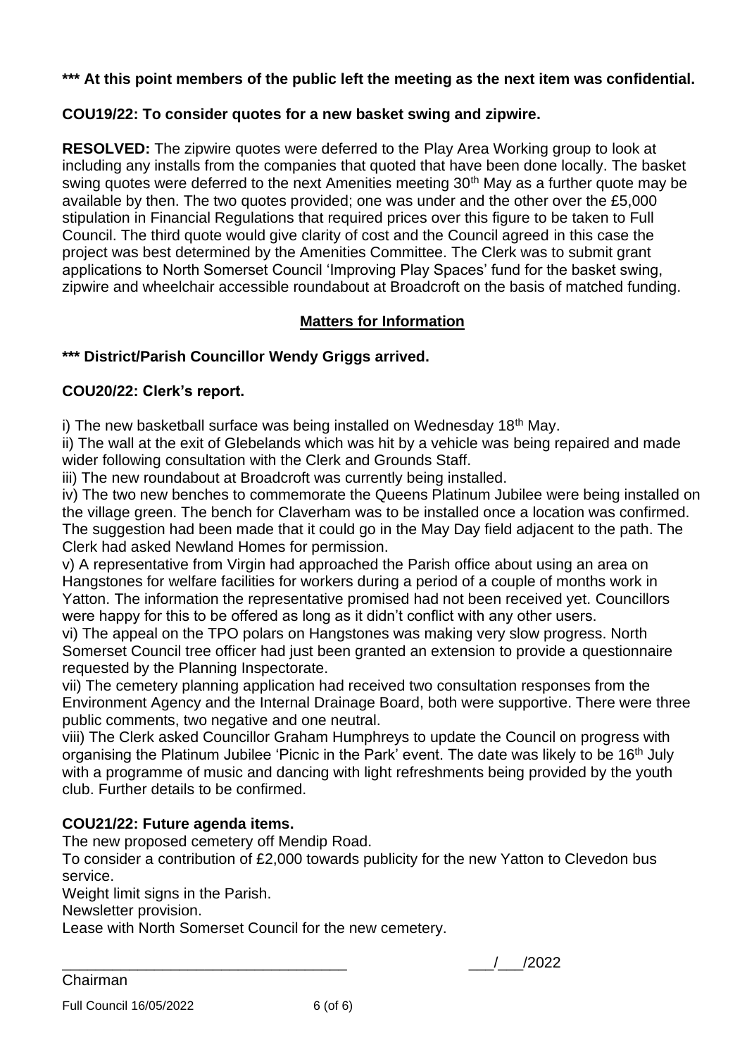**\*\*\* At this point members of the public left the meeting as the next item was confidential.**

**COU19/22: To consider quotes for a new basket swing and zipwire.**

**RESOLVED:** The zipwire quotes were deferred to the Play Area Working group to look at including any installs from the companies that quoted that have been done locally. The basket swing quotes were deferred to the next Amenities meeting 30th May as a further quote may be available by then. The two quotes provided; one was under and the other over the £5,000 stipulation in Financial Regulations that required prices over this figure to be taken to Full Council. The third quote would give clarity of cost and the Council agreed in this case the project was best determined by the Amenities Committee. The Clerk was to submit grant applications to North Somerset Council 'Improving Play Spaces' fund for the basket swing, zipwire and wheelchair accessible roundabout at Broadcroft on the basis of matched funding.

## Matters for Information

**\*\*\* District/Parish Councillor Wendy Griggs arrived.**

**COU20/22: Clerk's report.**

i) The new basketball surface was being installed on Wednesday 18th May.
ii) The wall at the exit of Glebelands which was hit by a vehicle was being repaired and made wider following consultation with the Clerk and Grounds Staff.
iii) The new roundabout at Broadcroft was currently being installed.
iv) The two new benches to commemorate the Queens Platinum Jubilee were being installed on the village green. The bench for Claverham was to be installed once a location was confirmed. The suggestion had been made that it could go in the May Day field adjacent to the path. The Clerk had asked Newland Homes for permission.
v) A representative from Virgin had approached the Parish office about using an area on Hangstones for welfare facilities for workers during a period of a couple of months work in Yatton. The information the representative promised had not been received yet. Councillors were happy for this to be offered as long as it didn't conflict with any other users.
vi) The appeal on the TPO polars on Hangstones was making very slow progress. North Somerset Council tree officer had just been granted an extension to provide a questionnaire requested by the Planning Inspectorate.
vii) The cemetery planning application had received two consultation responses from the Environment Agency and the Internal Drainage Board, both were supportive. There were three public comments, two negative and one neutral.
viii) The Clerk asked Councillor Graham Humphreys to update the Council on progress with organising the Platinum Jubilee 'Picnic in the Park' event. The date was likely to be 16th July with a programme of music and dancing with light refreshments being provided by the youth club. Further details to be confirmed.

**COU21/22: Future agenda items.**

The new proposed cemetery off Mendip Road.
To consider a contribution of £2,000 towards publicity for the new Yatton to Clevedon bus service.
Weight limit signs in the Parish.
Newsletter provision.
Lease with North Somerset Council for the new cemetery.

\_\_\_\_\_\_\_\_\_\_\_\_\_\_\_\_\_\_\_\_\_\_\_\_\_\_\_\_\_\_\_\_\_\_ \_\_\_/\_\_\_/2022

Chairman

Full Council 16/05/2022